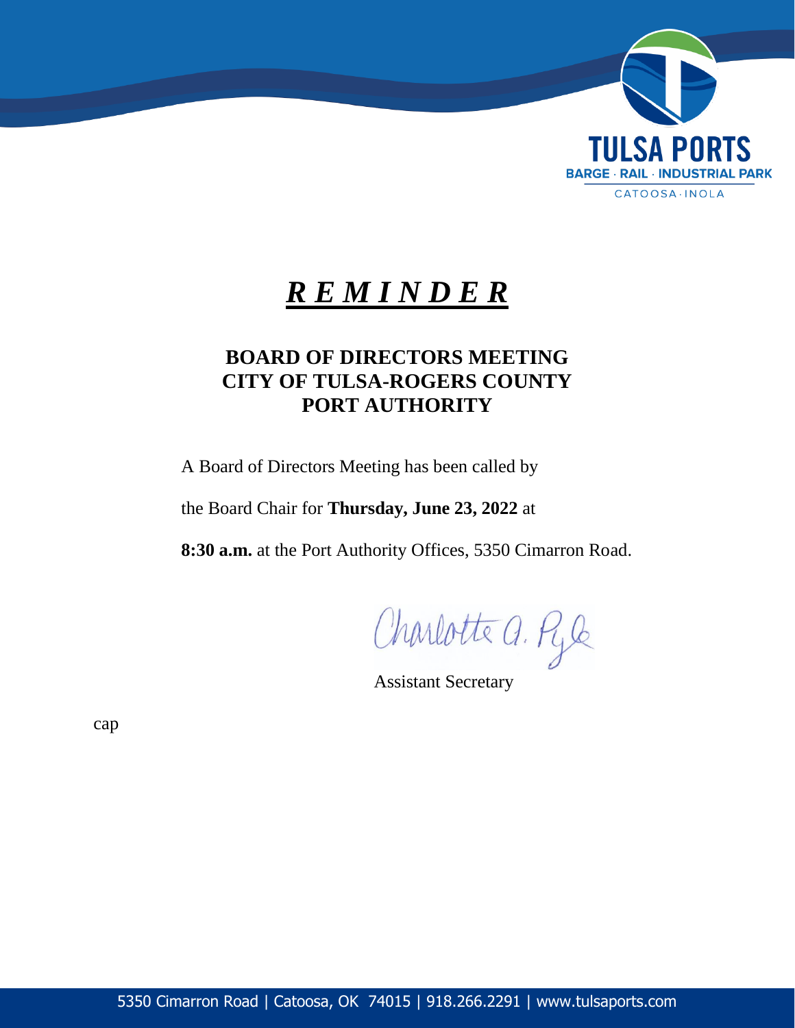TULSA PORTS
BARGE · RAIL · INDUSTRIAL PARK
CATOOSA · INOLA

# ***REMINDER***

## BOARD OF DIRECTORS MEETING
## CITY OF TULSA-ROGERS COUNTY
## PORT AUTHORITY

A Board of Directors Meeting has been called by

the Board Chair for **Thursday, June 23, 2022** at

**8:30 a.m.** at the Port Authority Offices, 5350 Cimarron Road.

Charlotte A. Pyle

Assistant Secretary

cap

5350 Cimarron Road | Catoosa, OK 74015 | 918.266.2291 | www.tulsaports.com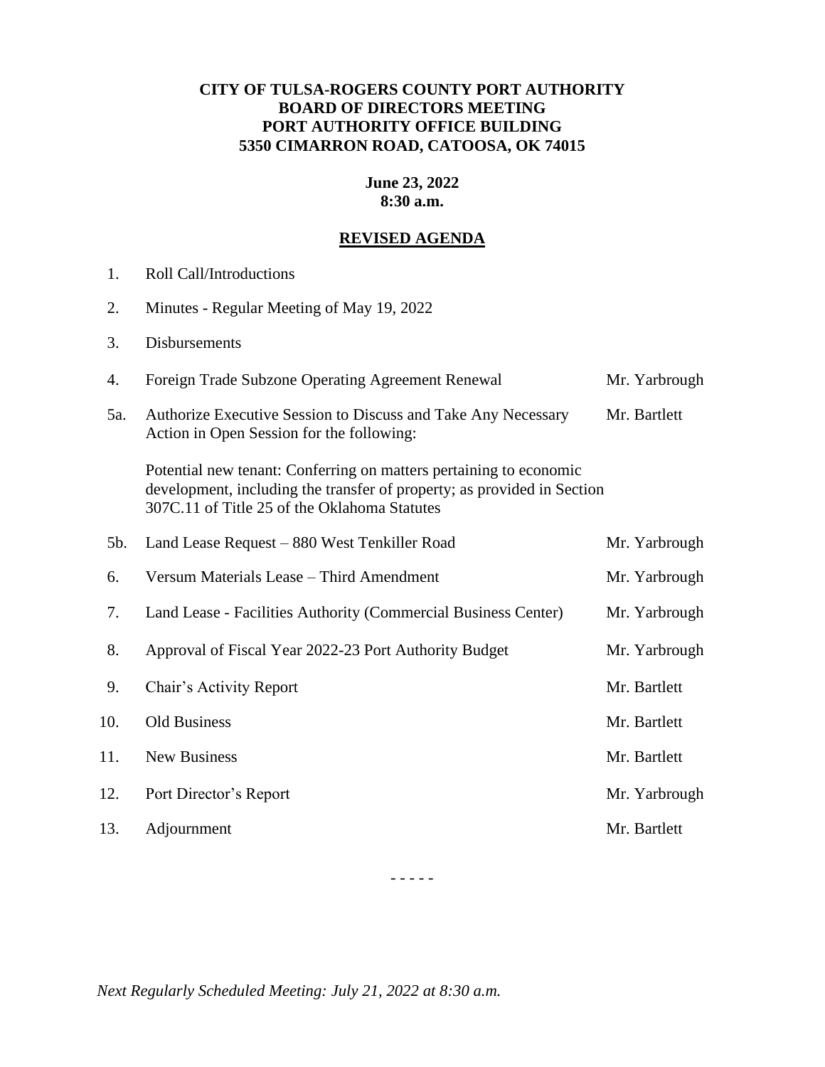**CITY OF TULSA-ROGERS COUNTY PORT AUTHORITY**
**BOARD OF DIRECTORS MEETING**
**PORT AUTHORITY OFFICE BUILDING**
**5350 CIMARRON ROAD, CATOOSA, OK 74015**

**June 23, 2022**
**8:30 a.m.**

**REVISED AGENDA**

| | | |
|---|---|---|
| 1. | Roll Call/Introductions | |
| 2. | Minutes - Regular Meeting of May 19, 2022 | |
| 3. | Disbursements | |
| 4. | Foreign Trade Subzone Operating Agreement Renewal | Mr. Yarbrough |
| 5a. | Authorize Executive Session to Discuss and Take Any Necessary Action in Open Session for the following:<br><br>Potential new tenant: Conferring on matters pertaining to economic development, including the transfer of property; as provided in Section 307C.11 of Title 25 of the Oklahoma Statutes | Mr. Bartlett |
| 5b. | Land Lease Request – 880 West Tenkiller Road | Mr. Yarbrough |
| 6. | Versum Materials Lease – Third Amendment | Mr. Yarbrough |
| 7. | Land Lease - Facilities Authority (Commercial Business Center) | Mr. Yarbrough |
| 8. | Approval of Fiscal Year 2022-23 Port Authority Budget | Mr. Yarbrough |
| 9. | Chair's Activity Report | Mr. Bartlett |
| 10. | Old Business | Mr. Bartlett |
| 11. | New Business | Mr. Bartlett |
| 12. | Port Director's Report | Mr. Yarbrough |
| 13. | Adjournment | Mr. Bartlett |

\- - - - -

*Next Regularly Scheduled Meeting: July 21, 2022 at 8:30 a.m.*